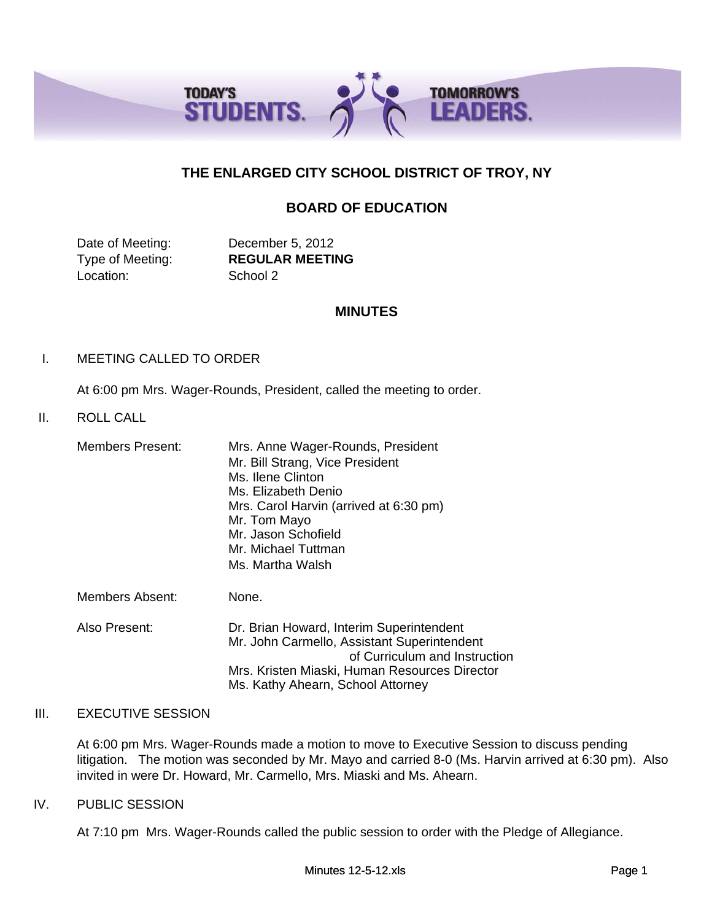# THE ENLARGED CITY SCHOOL DISTRICT OF TROY, NY

## BOARD OF EDUCATION

| | |
|---|---|
| Date of Meeting: | December 5, 2012 |
| Type of Meeting: | **REGULAR MEETING** |
| Location: | School 2 |

## MINUTES

I. MEETING CALLED TO ORDER

At 6:00 pm Mrs. Wager-Rounds, President, called the meeting to order.

II. ROLL CALL

| | |
|---|---|
| Members Present: | Mrs. Anne Wager-Rounds, President<br>Mr. Bill Strang, Vice President<br>Ms. Ilene Clinton<br>Ms. Elizabeth Denio<br>Mrs. Carol Harvin (arrived at 6:30 pm)<br>Mr. Tom Mayo<br>Mr. Jason Schofield<br>Mr. Michael Tuttman<br>Ms. Martha Walsh |
| Members Absent: | None. |
| Also Present: | Dr. Brian Howard, Interim Superintendent<br>Mr. John Carmello, Assistant Superintendent of Curriculum and Instruction<br>Mrs. Kristen Miaski, Human Resources Director<br>Ms. Kathy Ahearn, School Attorney |

III. EXECUTIVE SESSION

At 6:00 pm Mrs. Wager-Rounds made a motion to move to Executive Session to discuss pending litigation. The motion was seconded by Mr. Mayo and carried 8-0 (Ms. Harvin arrived at 6:30 pm). Also invited in were Dr. Howard, Mr. Carmello, Mrs. Miaski and Ms. Ahearn.

IV. PUBLIC SESSION

At 7:10 pm Mrs. Wager-Rounds called the public session to order with the Pledge of Allegiance.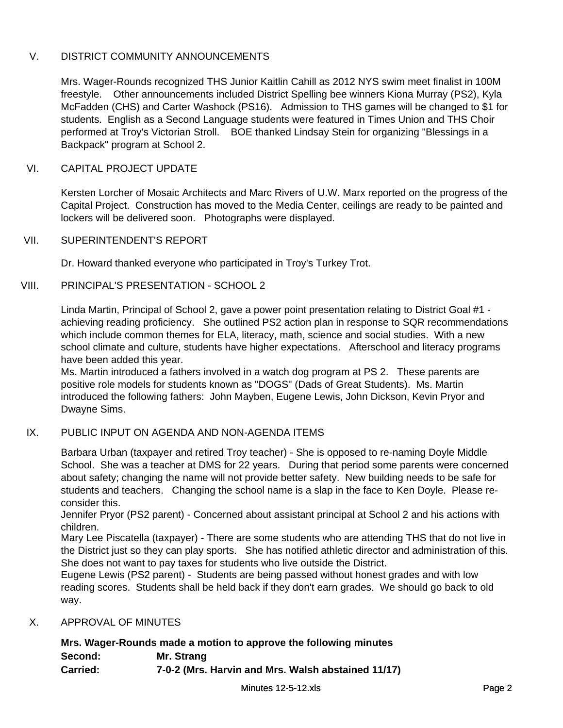## V. DISTRICT COMMUNITY ANNOUNCEMENTS

Mrs. Wager-Rounds recognized THS Junior Kaitlin Cahill as 2012 NYS swim meet finalist in 100M freestyle. Other announcements included District Spelling bee winners Kiona Murray (PS2), Kyla McFadden (CHS) and Carter Washock (PS16). Admission to THS games will be changed to $1 for students. English as a Second Language students were featured in Times Union and THS Choir performed at Troy's Victorian Stroll. BOE thanked Lindsay Stein for organizing "Blessings in a Backpack" program at School 2.

## VI. CAPITAL PROJECT UPDATE

Kersten Lorcher of Mosaic Architects and Marc Rivers of U.W. Marx reported on the progress of the Capital Project. Construction has moved to the Media Center, ceilings are ready to be painted and lockers will be delivered soon. Photographs were displayed.

## VII. SUPERINTENDENT'S REPORT

Dr. Howard thanked everyone who participated in Troy's Turkey Trot.

## VIII. PRINCIPAL'S PRESENTATION - SCHOOL 2

Linda Martin, Principal of School 2, gave a power point presentation relating to District Goal #1 - achieving reading proficiency. She outlined PS2 action plan in response to SQR recommendations which include common themes for ELA, literacy, math, science and social studies. With a new school climate and culture, students have higher expectations. Afterschool and literacy programs have been added this year.
Ms. Martin introduced a fathers involved in a watch dog program at PS 2. These parents are positive role models for students known as "DOGS" (Dads of Great Students). Ms. Martin introduced the following fathers: John Mayben, Eugene Lewis, John Dickson, Kevin Pryor and Dwayne Sims.

## IX. PUBLIC INPUT ON AGENDA AND NON-AGENDA ITEMS

Barbara Urban (taxpayer and retired Troy teacher) - She is opposed to re-naming Doyle Middle School. She was a teacher at DMS for 22 years. During that period some parents were concerned about safety; changing the name will not provide better safety. New building needs to be safe for students and teachers. Changing the school name is a slap in the face to Ken Doyle. Please re-consider this.
Jennifer Pryor (PS2 parent) - Concerned about assistant principal at School 2 and his actions with children.
Mary Lee Piscatella (taxpayer) - There are some students who are attending THS that do not live in the District just so they can play sports. She has notified athletic director and administration of this. She does not want to pay taxes for students who live outside the District.
Eugene Lewis (PS2 parent) - Students are being passed without honest grades and with low reading scores. Students shall be held back if they don't earn grades. We should go back to old way.

## X. APPROVAL OF MINUTES

**Mrs. Wager-Rounds made a motion to approve the following minutes**
**Second:** **Mr. Strang**
**Carried:** **7-0-2 (Mrs. Harvin and Mrs. Walsh abstained 11/17)**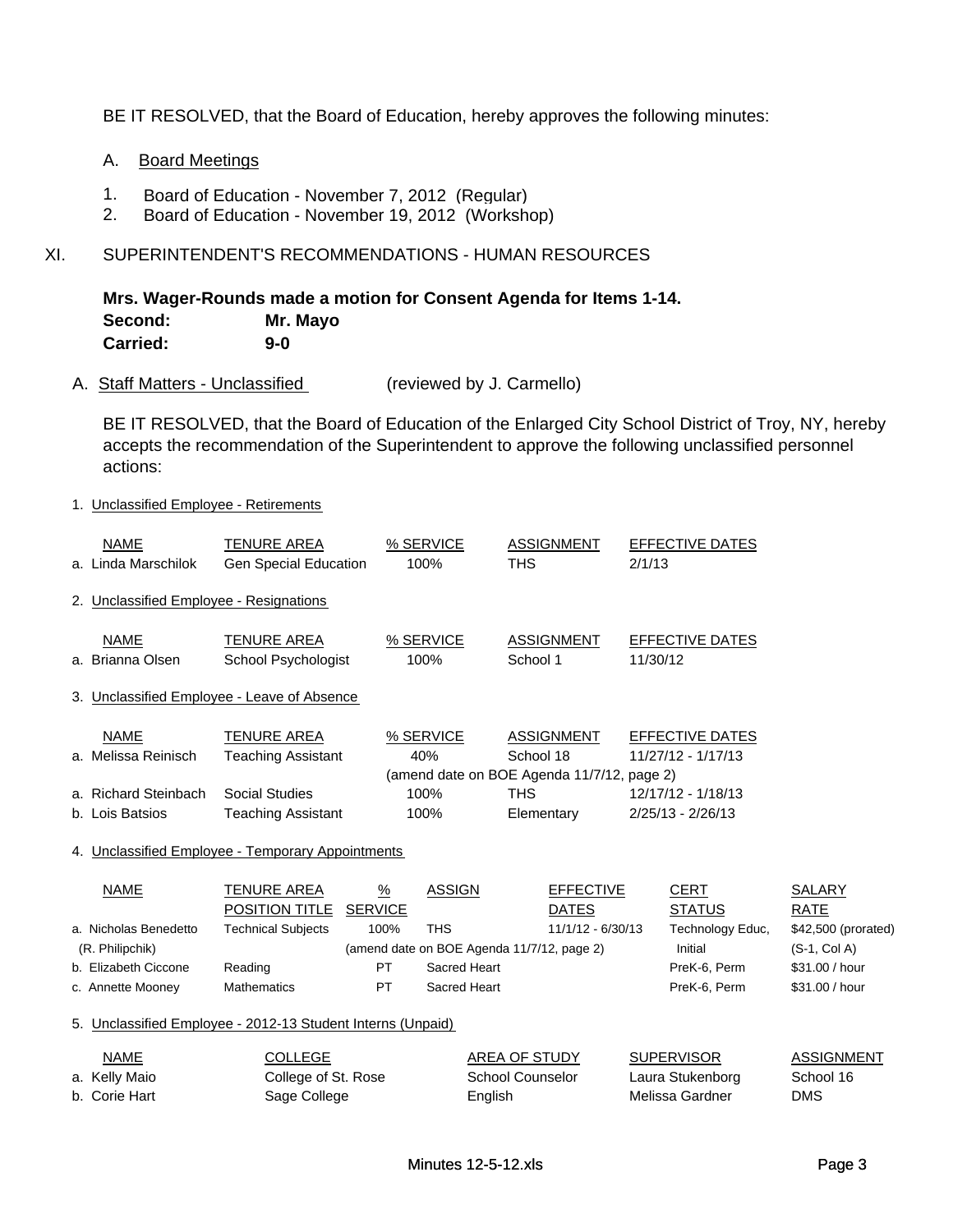BE IT RESOLVED, that the Board of Education, hereby approves the following minutes:

A. Board Meetings

1. Board of Education - November 7, 2012 (Regular)
2. Board of Education - November 19, 2012 (Workshop)

XI. SUPERINTENDENT'S RECOMMENDATIONS - HUMAN RESOURCES

**Mrs. Wager-Rounds made a motion for Consent Agenda for Items 1-14.**
**Second: Mr. Mayo**
**Carried: 9-0**

A. Staff Matters - Unclassified (reviewed by J. Carmello)

BE IT RESOLVED, that the Board of Education of the Enlarged City School District of Troy, NY, hereby accepts the recommendation of the Superintendent to approve the following unclassified personnel actions:

1. Unclassified Employee - Retirements

| NAME | TENURE AREA | % SERVICE | ASSIGNMENT | EFFECTIVE DATES |
|---|---|---|---|---|
| a. Linda Marschilok | Gen Special Education | 100% | THS | 2/1/13 |

2. Unclassified Employee - Resignations

| NAME | TENURE AREA | % SERVICE | ASSIGNMENT | EFFECTIVE DATES |
|---|---|---|---|---|
| a. Brianna Olsen | School Psychologist | 100% | School 1 | 11/30/12 |

3. Unclassified Employee - Leave of Absence

| NAME | TENURE AREA | % SERVICE | ASSIGNMENT | EFFECTIVE DATES |
|---|---|---|---|---|
| a. Melissa Reinisch | Teaching Assistant | 40% | School 18 | 11/27/12 - 1/17/13 |
| | | (amend date on BOE Agenda 11/7/12, page 2) | | |
| a. Richard Steinbach | Social Studies | 100% | THS | 12/17/12 - 1/18/13 |
| b. Lois Batsios | Teaching Assistant | 100% | Elementary | 2/25/13 - 2/26/13 |

4. Unclassified Employee - Temporary Appointments

| NAME | TENURE AREA POSITION TITLE | % SERVICE | ASSIGN | EFFECTIVE DATES | CERT STATUS | SALARY RATE |
|---|---|---|---|---|---|---|
| a. Nicholas Benedetto | Technical Subjects | 100% | THS | 11/1/12 - 6/30/13 | Technology Educ, | $42,500 (prorated) |
| (R. Philipchik) | | (amend date on BOE Agenda 11/7/12, page 2) | | | Initial | (S-1, Col A) |
| b. Elizabeth Ciccone | Reading | PT | Sacred Heart | | PreK-6, Perm | $31.00 / hour |
| c. Annette Mooney | Mathematics | PT | Sacred Heart | | PreK-6, Perm | $31.00 / hour |

5. Unclassified Employee - 2012-13 Student Interns (Unpaid)

| NAME | COLLEGE | AREA OF STUDY | SUPERVISOR | ASSIGNMENT |
|---|---|---|---|---|
| a. Kelly Maio | College of St. Rose | School Counselor | Laura Stukenborg | School 16 |
| b. Corie Hart | Sage College | English | Melissa Gardner | DMS |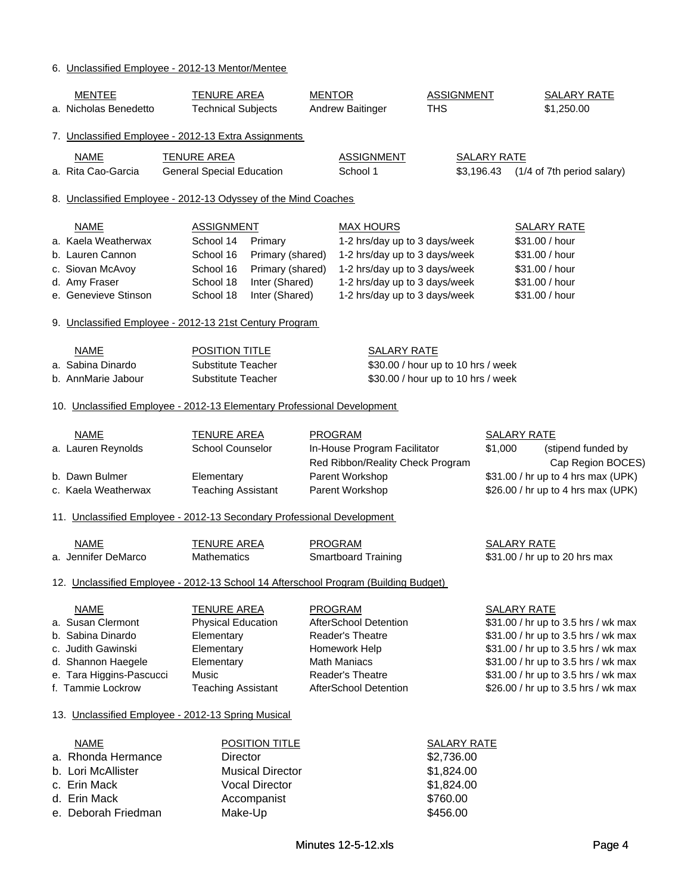6. Unclassified Employee - 2012-13 Mentor/Mentee

| MENTEE | TENURE AREA | MENTOR | ASSIGNMENT | SALARY RATE |
|---|---|---|---|---|
| a. Nicholas Benedetto | Technical Subjects | Andrew Baitinger | THS | $1,250.00 |

7. Unclassified Employee - 2012-13 Extra Assignments

| NAME | TENURE AREA | ASSIGNMENT | SALARY RATE |
|---|---|---|---|
| a. Rita Cao-Garcia | General Special Education | School 1 | $3,196.43 (1/4 of 7th period salary) |

8. Unclassified Employee - 2012-13 Odyssey of the Mind Coaches

| NAME | ASSIGNMENT | | MAX HOURS | SALARY RATE |
|---|---|---|---|---|
| a. Kaela Weatherwax | School 14 | Primary | 1-2 hrs/day up to 3 days/week | $31.00 / hour |
| b. Lauren Cannon | School 16 | Primary (shared) | 1-2 hrs/day up to 3 days/week | $31.00 / hour |
| c. Siovan McAvoy | School 16 | Primary (shared) | 1-2 hrs/day up to 3 days/week | $31.00 / hour |
| d. Amy Fraser | School 18 | Inter (Shared) | 1-2 hrs/day up to 3 days/week | $31.00 / hour |
| e. Genevieve Stinson | School 18 | Inter (Shared) | 1-2 hrs/day up to 3 days/week | $31.00 / hour |

9. Unclassified Employee - 2012-13 21st Century Program

| NAME | POSITION TITLE | SALARY RATE |
|---|---|---|
| a. Sabina Dinardo | Substitute Teacher | $30.00 / hour up to 10 hrs / week |
| b. AnnMarie Jabour | Substitute Teacher | $30.00 / hour up to 10 hrs / week |

10. Unclassified Employee - 2012-13 Elementary Professional Development

| NAME | TENURE AREA | PROGRAM | SALARY RATE |
|---|---|---|---|
| a. Lauren Reynolds | School Counselor | In-House Program Facilitator Red Ribbon/Reality Check Program | $1,000 (stipend funded by Cap Region BOCES) |
| b. Dawn Bulmer | Elementary | Parent Workshop | $31.00 / hr up to 4 hrs max (UPK) |
| c. Kaela Weatherwax | Teaching Assistant | Parent Workshop | $26.00 / hr up to 4 hrs max (UPK) |

11. Unclassified Employee - 2012-13 Secondary Professional Development

| NAME | TENURE AREA | PROGRAM | SALARY RATE |
|---|---|---|---|
| a. Jennifer DeMarco | Mathematics | Smartboard Training | $31.00 / hr up to 20 hrs max |

12. Unclassified Employee - 2012-13 School 14 Afterschool Program (Building Budget)

| NAME | TENURE AREA | PROGRAM | SALARY RATE |
|---|---|---|---|
| a. Susan Clermont | Physical Education | AfterSchool Detention | $31.00 / hr up to 3.5 hrs / wk max |
| b. Sabina Dinardo | Elementary | Reader's Theatre | $31.00 / hr up to 3.5 hrs / wk max |
| c. Judith Gawinski | Elementary | Homework Help | $31.00 / hr up to 3.5 hrs / wk max |
| d. Shannon Haegele | Elementary | Math Maniacs | $31.00 / hr up to 3.5 hrs / wk max |
| e. Tara Higgins-Pascucci | Music | Reader's Theatre | $31.00 / hr up to 3.5 hrs / wk max |
| f. Tammie Lockrow | Teaching Assistant | AfterSchool Detention | $26.00 / hr up to 3.5 hrs / wk max |

13. Unclassified Employee - 2012-13 Spring Musical

| NAME | POSITION TITLE | SALARY RATE |
|---|---|---|
| a. Rhonda Hermance | Director | $2,736.00 |
| b. Lori McAllister | Musical Director | $1,824.00 |
| c. Erin Mack | Vocal Director | $1,824.00 |
| d. Erin Mack | Accompanist | $760.00 |
| e. Deborah Friedman | Make-Up | $456.00 |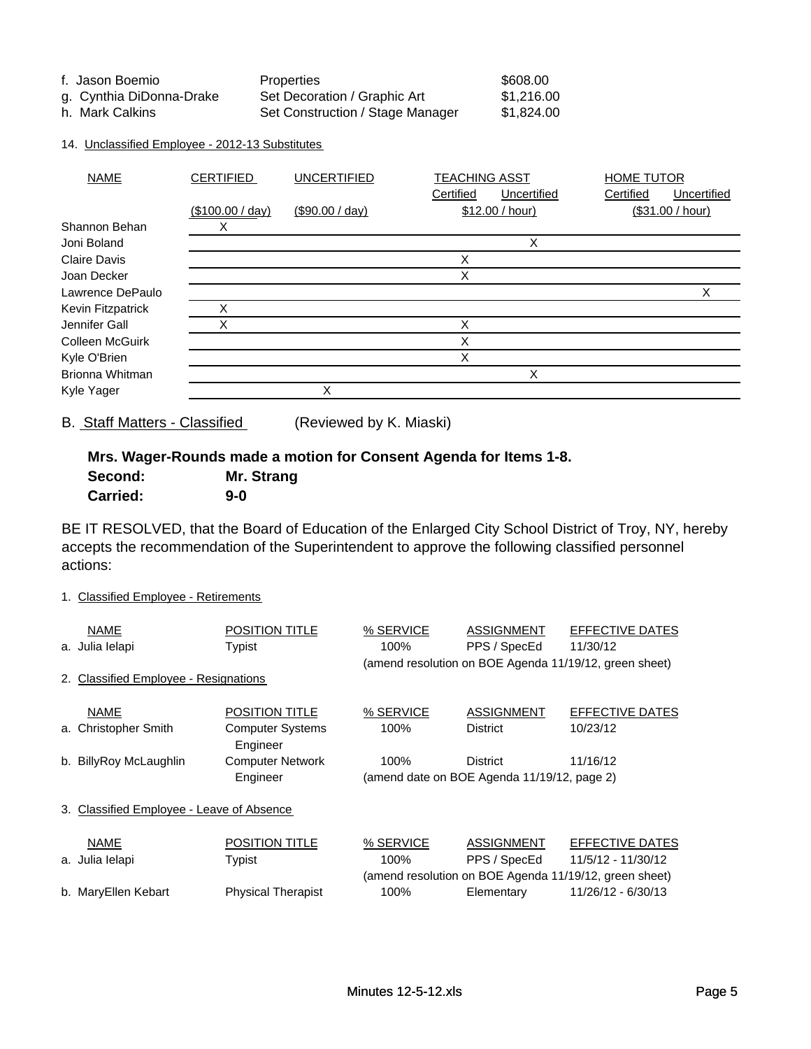| | | |
|---|---|---|
| f. Jason Boemio | Properties | $608.00 |
| g. Cynthia DiDonna-Drake | Set Decoration / Graphic Art | $1,216.00 |
| h. Mark Calkins | Set Construction / Stage Manager | $1,824.00 |

14. Unclassified Employee - 2012-13 Substitutes

| NAME | CERTIFIED | UNCERTIFIED | TEACHING ASST | | HOME TUTOR | |
|---|---|---|---|---|---|---|
| | | | Certified | Uncertified | Certified | Uncertified |
| | ($100.00 / day) | ($90.00 / day) | $12.00 / hour) | | ($31.00 / hour) | |
| Shannon Behan | X | | | | | |
| Joni Boland | | | | X | | |
| Claire Davis | | | X | | | |
| Joan Decker | | | X | | | |
| Lawrence DePaulo | | | | | | X |
| Kevin Fitzpatrick | X | | | | | |
| Jennifer Gall | X | | X | | | |
| Colleen McGuirk | | | X | | | |
| Kyle O'Brien | | | X | | | |
| Brionna Whitman | | | | X | | |
| Kyle Yager | | X | | | | |

## B. Staff Matters - Classified (Reviewed by K. Miaski)

**Mrs. Wager-Rounds made a motion for Consent Agenda for Items 1-8.**
**Second: Mr. Strang**
**Carried: 9-0**

BE IT RESOLVED, that the Board of Education of the Enlarged City School District of Troy, NY, hereby accepts the recommendation of the Superintendent to approve the following classified personnel actions:

1. Classified Employee - Retirements

| NAME | POSITION TITLE | % SERVICE | ASSIGNMENT | EFFECTIVE DATES |
|---|---|---|---|---|
| a. Julia Ielapi | Typist | 100% | PPS / SpecEd | 11/30/12 |
| | | (amend resolution on BOE Agenda 11/19/12, green sheet) | | |

2. Classified Employee - Resignations

| NAME | POSITION TITLE | % SERVICE | ASSIGNMENT | EFFECTIVE DATES |
|---|---|---|---|---|
| a. Christopher Smith | Computer Systems Engineer | 100% | District | 10/23/12 |
| b. BillyRoy McLaughlin | Computer Network Engineer | 100% | District | 11/16/12 |
| | | (amend date on BOE Agenda 11/19/12, page 2) | | |

3. Classified Employee - Leave of Absence

| NAME | POSITION TITLE | % SERVICE | ASSIGNMENT | EFFECTIVE DATES |
|---|---|---|---|---|
| a. Julia Ielapi | Typist | 100% | PPS / SpecEd | 11/5/12 - 11/30/12 |
| | | (amend resolution on BOE Agenda 11/19/12, green sheet) | | |
| b. MaryEllen Kebart | Physical Therapist | 100% | Elementary | 11/26/12 - 6/30/13 |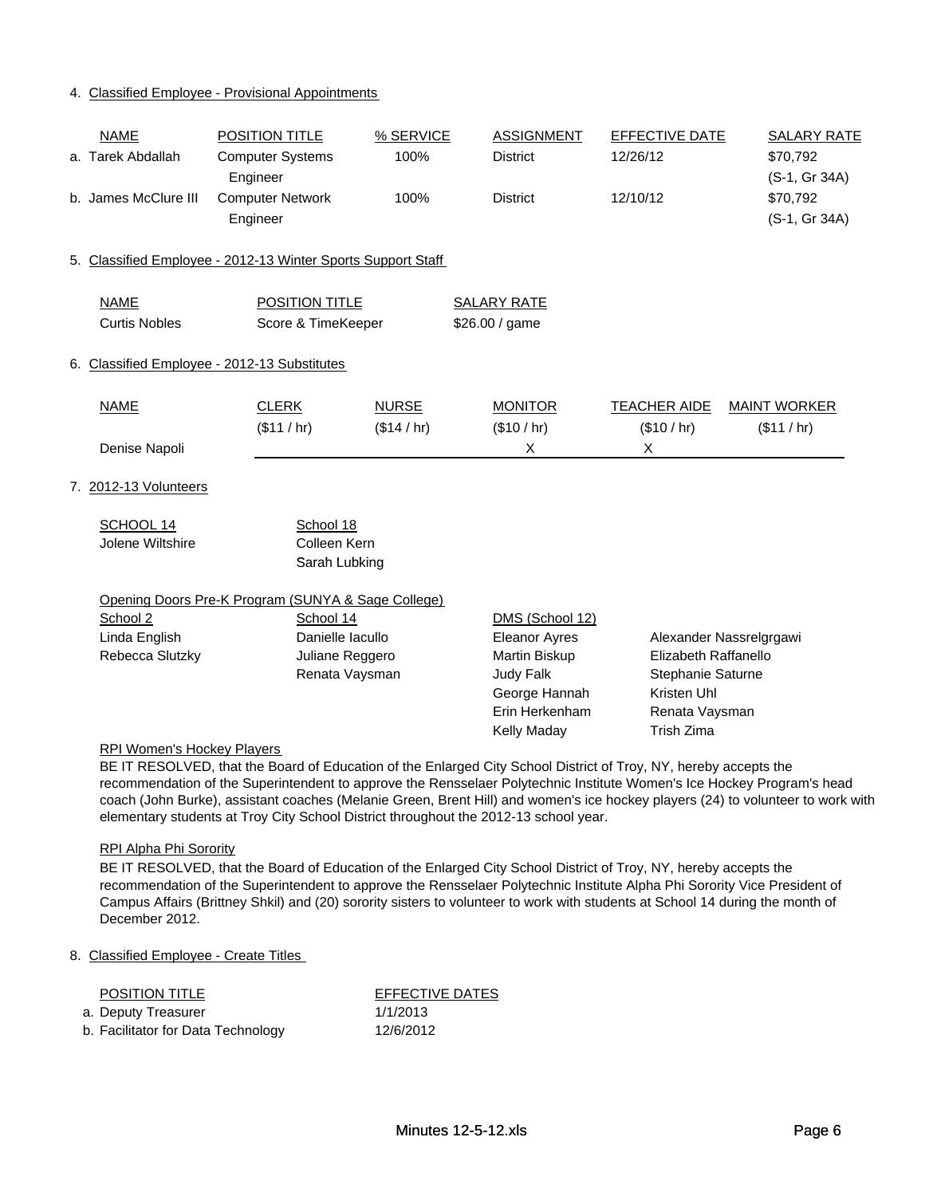4. Classified Employee - Provisional Appointments

| NAME | POSITION TITLE | % SERVICE | ASSIGNMENT | EFFECTIVE DATE | SALARY RATE |
|---|---|---|---|---|---|
| a. Tarek Abdallah | Computer Systems Engineer | 100% | District | 12/26/12 | $70,792 (S-1, Gr 34A) |
| b. James McClure III | Computer Network Engineer | 100% | District | 12/10/12 | $70,792 (S-1, Gr 34A) |

5. Classified Employee - 2012-13 Winter Sports Support Staff

| NAME | POSITION TITLE | SALARY RATE |
|---|---|---|
| Curtis Nobles | Score & TimeKeeper | $26.00 / game |

6. Classified Employee - 2012-13 Substitutes

| NAME | CLERK | NURSE | MONITOR | TEACHER AIDE | MAINT WORKER |
|---|---|---|---|---|---|
| | ($11 / hr) | ($14 / hr) | ($10 / hr) | ($10 / hr) | ($11 / hr) |
| Denise Napoli | | | X | X | |

7. 2012-13 Volunteers

| SCHOOL 14 | School 18 |
|---|---|
| Jolene Wiltshire | Colleen Kern |
| | Sarah Lubking |

Opening Doors Pre-K Program (SUNYA & Sage College)

| School 2 | School 14 | DMS (School 12) | |
|---|---|---|---|
| Linda English | Danielle Iacullo | Eleanor Ayres | Alexander Nassrelgrgawi |
| Rebecca Slutzky | Juliane Reggero | Martin Biskup | Elizabeth Raffanello |
| | Renata Vaysman | Judy Falk | Stephanie Saturne |
| | | George Hannah | Kristen Uhl |
| | | Erin Herkenham | Renata Vaysman |
| | | Kelly Maday | Trish Zima |

RPI Women's Hockey Players

BE IT RESOLVED, that the Board of Education of the Enlarged City School District of Troy, NY, hereby accepts the recommendation of the Superintendent to approve the Rensselaer Polytechnic Institute Women's Ice Hockey Program's head coach (John Burke), assistant coaches (Melanie Green, Brent Hill) and women's ice hockey players (24) to volunteer to work with elementary students at Troy City School District throughout the 2012-13 school year.

RPI Alpha Phi Sorority

BE IT RESOLVED, that the Board of Education of the Enlarged City School District of Troy, NY, hereby accepts the recommendation of the Superintendent to approve the Rensselaer Polytechnic Institute Alpha Phi Sorority Vice President of Campus Affairs (Brittney Shkil) and (20) sorority sisters to volunteer to work with students at School 14 during the month of December 2012.

8. Classified Employee - Create Titles

| POSITION TITLE | EFFECTIVE DATES |
|---|---|
| a. Deputy Treasurer | 1/1/2013 |
| b. Facilitator for Data Technology | 12/6/2012 |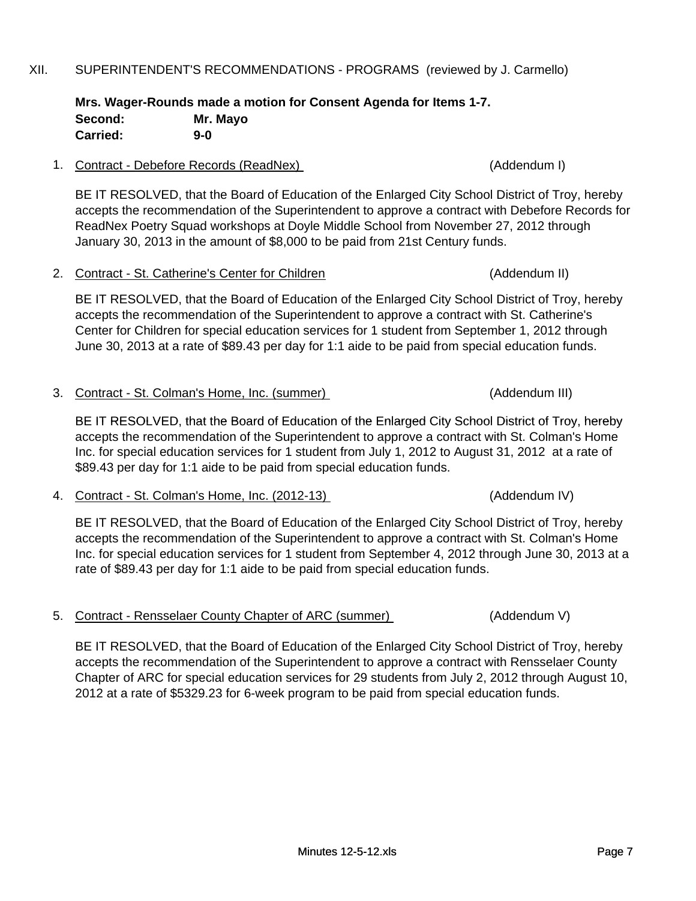## XII. SUPERINTENDENT'S RECOMMENDATIONS - PROGRAMS (reviewed by J. Carmello)

**Mrs. Wager-Rounds made a motion for Consent Agenda for Items 1-7.**
**Second:** **Mr. Mayo**
**Carried:** **9-0**

1. <u>Contract - Debefore Records (ReadNex)</u> (Addendum I)

   BE IT RESOLVED, that the Board of Education of the Enlarged City School District of Troy, hereby accepts the recommendation of the Superintendent to approve a contract with Debefore Records for ReadNex Poetry Squad workshops at Doyle Middle School from November 27, 2012 through January 30, 2013 in the amount of $8,000 to be paid from 21st Century funds.

2. <u>Contract - St. Catherine's Center for Children</u> (Addendum II)

   BE IT RESOLVED, that the Board of Education of the Enlarged City School District of Troy, hereby accepts the recommendation of the Superintendent to approve a contract with St. Catherine's Center for Children for special education services for 1 student from September 1, 2012 through June 30, 2013 at a rate of $89.43 per day for 1:1 aide to be paid from special education funds.

3. <u>Contract - St. Colman's Home, Inc. (summer)</u> (Addendum III)

   BE IT RESOLVED, that the Board of Education of the Enlarged City School District of Troy, hereby accepts the recommendation of the Superintendent to approve a contract with St. Colman's Home Inc. for special education services for 1 student from July 1, 2012 to August 31, 2012 at a rate of $89.43 per day for 1:1 aide to be paid from special education funds.

4. <u>Contract - St. Colman's Home, Inc. (2012-13)</u> (Addendum IV)

   BE IT RESOLVED, that the Board of Education of the Enlarged City School District of Troy, hereby accepts the recommendation of the Superintendent to approve a contract with St. Colman's Home Inc. for special education services for 1 student from September 4, 2012 through June 30, 2013 at a rate of $89.43 per day for 1:1 aide to be paid from special education funds.

5. <u>Contract - Rensselaer County Chapter of ARC (summer)</u> (Addendum V)

   BE IT RESOLVED, that the Board of Education of the Enlarged City School District of Troy, hereby accepts the recommendation of the Superintendent to approve a contract with Rensselaer County Chapter of ARC for special education services for 29 students from July 2, 2012 through August 10, 2012 at a rate of $5329.23 for 6-week program to be paid from special education funds.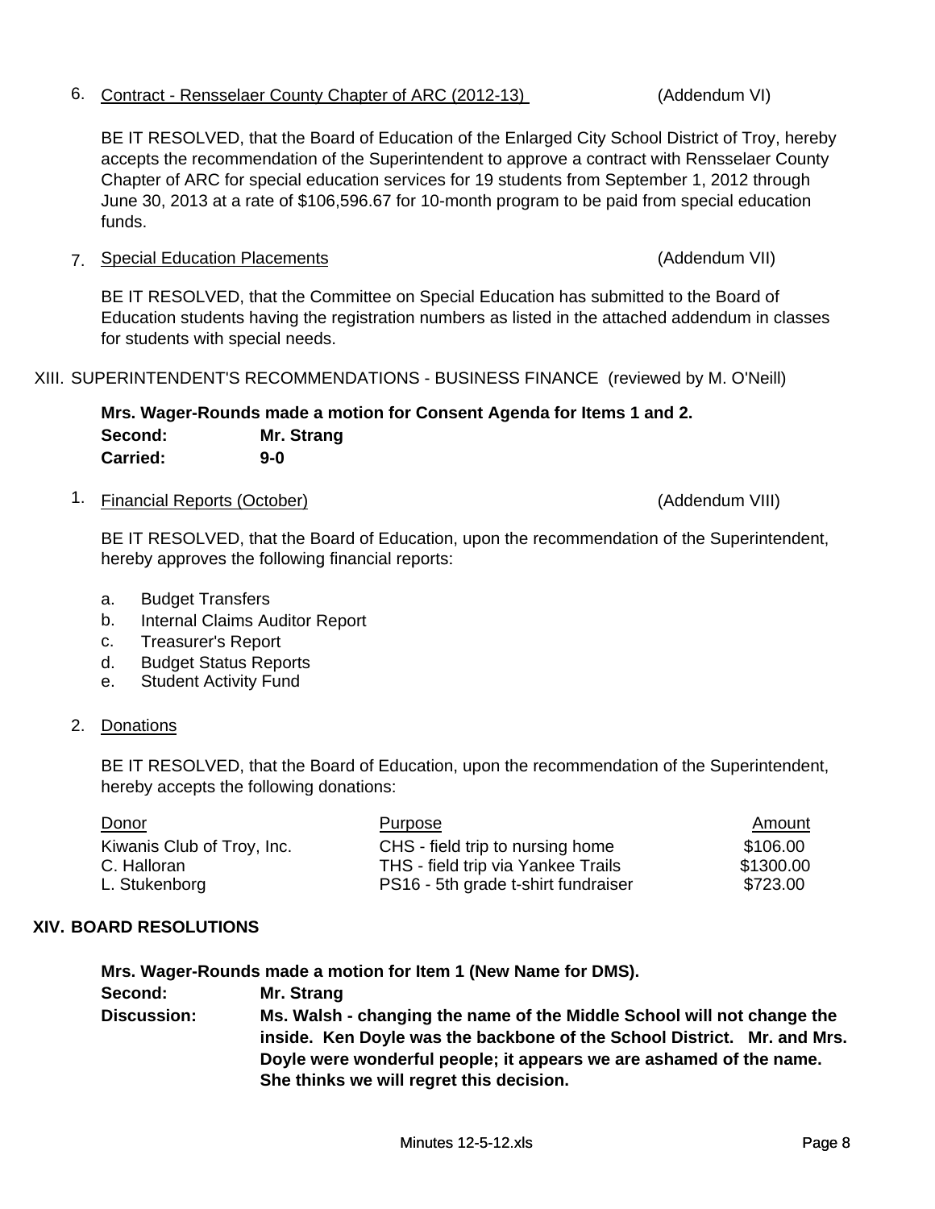6. Contract - Rensselaer County Chapter of ARC (2012-13) (Addendum VI)

   BE IT RESOLVED, that the Board of Education of the Enlarged City School District of Troy, hereby accepts the recommendation of the Superintendent to approve a contract with Rensselaer County Chapter of ARC for special education services for 19 students from September 1, 2012 through June 30, 2013 at a rate of $106,596.67 for 10-month program to be paid from special education funds.

7. Special Education Placements (Addendum VII)

   BE IT RESOLVED, that the Committee on Special Education has submitted to the Board of Education students having the registration numbers as listed in the attached addendum in classes for students with special needs.

XIII. SUPERINTENDENT'S RECOMMENDATIONS - BUSINESS FINANCE (reviewed by M. O'Neill)

**Mrs. Wager-Rounds made a motion for Consent Agenda for Items 1 and 2.**
**Second:** **Mr. Strang**
**Carried:** **9-0**

1. Financial Reports (October) (Addendum VIII)

   BE IT RESOLVED, that the Board of Education, upon the recommendation of the Superintendent, hereby approves the following financial reports:

   a. Budget Transfers
   b. Internal Claims Auditor Report
   c. Treasurer's Report
   d. Budget Status Reports
   e. Student Activity Fund

2. Donations

   BE IT RESOLVED, that the Board of Education, upon the recommendation of the Superintendent, hereby accepts the following donations:

| Donor | Purpose | Amount |
|---|---|---|
| Kiwanis Club of Troy, Inc. | CHS - field trip to nursing home | $106.00 |
| C. Halloran | THS - field trip via Yankee Trails | $1300.00 |
| L. Stukenborg | PS16 - 5th grade t-shirt fundraiser | $723.00 |

**XIV. BOARD RESOLUTIONS**

**Mrs. Wager-Rounds made a motion for Item 1 (New Name for DMS).**
**Second:** **Mr. Strang**
**Discussion:** **Ms. Walsh - changing the name of the Middle School will not change the inside. Ken Doyle was the backbone of the School District. Mr. and Mrs. Doyle were wonderful people; it appears we are ashamed of the name. She thinks we will regret this decision.**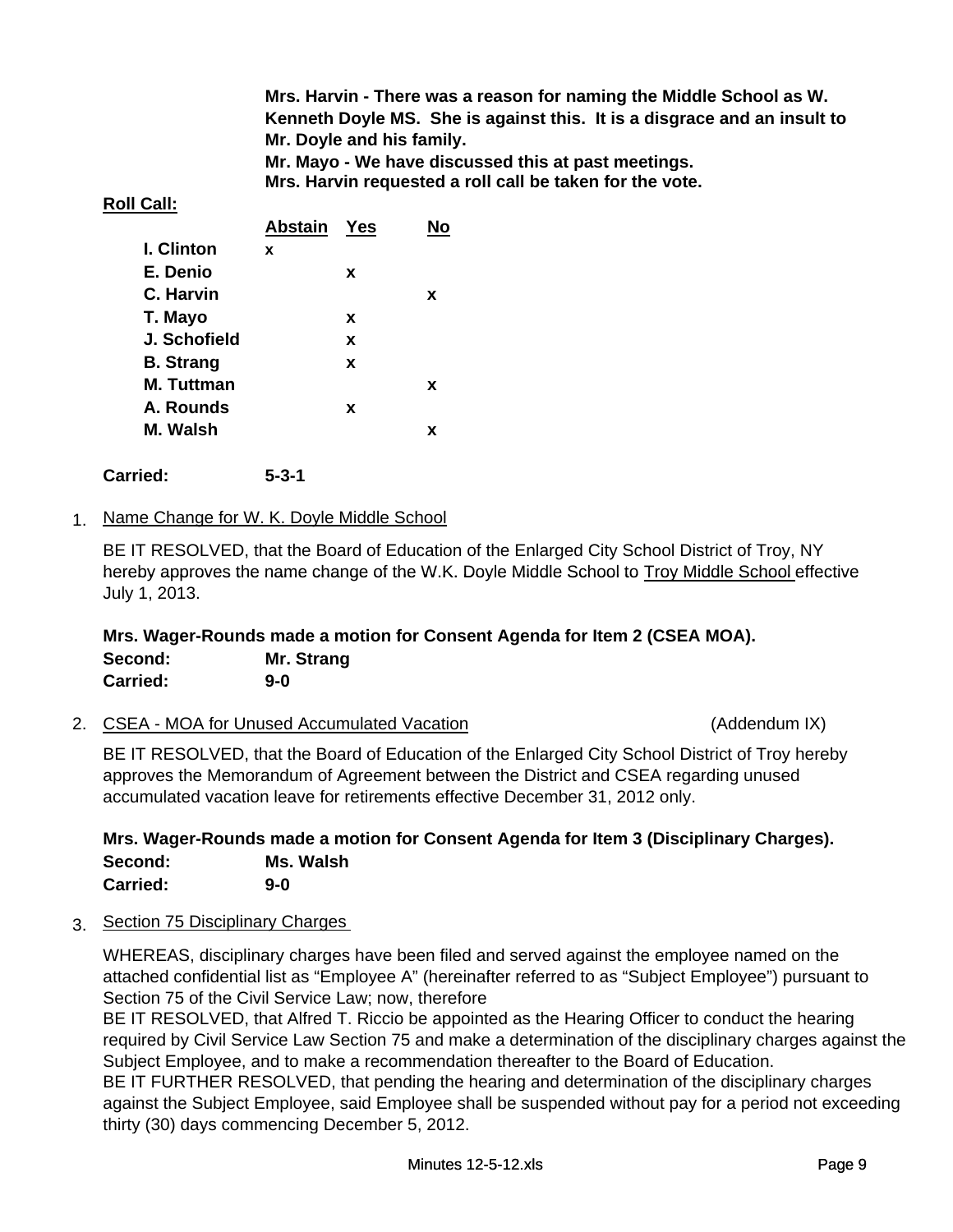**Mrs. Harvin - There was a reason for naming the Middle School as W. Kenneth Doyle MS. She is against this. It is a disgrace and an insult to Mr. Doyle and his family.**
**Mr. Mayo - We have discussed this at past meetings.**
**Mrs. Harvin requested a roll call be taken for the vote.**

**Roll Call:**

| | Abstain | Yes | No |
|---|---|---|---|
| **I. Clinton** | x | | |
| **E. Denio** | | x | |
| **C. Harvin** | | | x |
| **T. Mayo** | | x | |
| **J. Schofield** | | x | |
| **B. Strang** | | x | |
| **M. Tuttman** | | | x |
| **A. Rounds** | | x | |
| **M. Walsh** | | | x |

**Carried:** **5-3-1**

1. Name Change for W. K. Doyle Middle School

BE IT RESOLVED, that the Board of Education of the Enlarged City School District of Troy, NY hereby approves the name change of the W.K. Doyle Middle School to Troy Middle School effective July 1, 2013.

**Mrs. Wager-Rounds made a motion for Consent Agenda for Item 2 (CSEA MOA).**
**Second:** **Mr. Strang**
**Carried:** **9-0**

2. CSEA - MOA for Unused Accumulated Vacation (Addendum IX)

BE IT RESOLVED, that the Board of Education of the Enlarged City School District of Troy hereby approves the Memorandum of Agreement between the District and CSEA regarding unused accumulated vacation leave for retirements effective December 31, 2012 only.

**Mrs. Wager-Rounds made a motion for Consent Agenda for Item 3 (Disciplinary Charges).**
**Second:** **Ms. Walsh**
**Carried:** **9-0**

3. Section 75 Disciplinary Charges

WHEREAS, disciplinary charges have been filed and served against the employee named on the attached confidential list as "Employee A" (hereinafter referred to as "Subject Employee") pursuant to Section 75 of the Civil Service Law; now, therefore
BE IT RESOLVED, that Alfred T. Riccio be appointed as the Hearing Officer to conduct the hearing required by Civil Service Law Section 75 and make a determination of the disciplinary charges against the Subject Employee, and to make a recommendation thereafter to the Board of Education.
BE IT FURTHER RESOLVED, that pending the hearing and determination of the disciplinary charges against the Subject Employee, said Employee shall be suspended without pay for a period not exceeding thirty (30) days commencing December 5, 2012.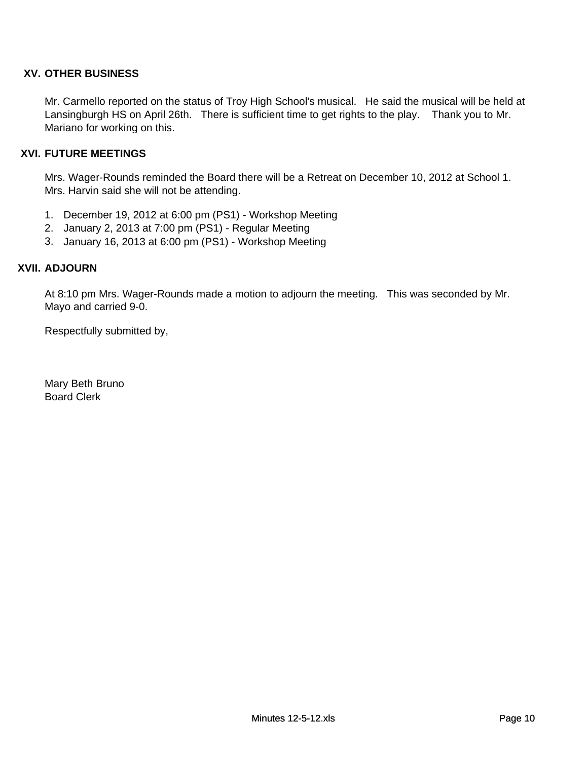## XV. OTHER BUSINESS

Mr. Carmello reported on the status of Troy High School's musical. He said the musical will be held at Lansingburgh HS on April 26th. There is sufficient time to get rights to the play. Thank you to Mr. Mariano for working on this.

## XVI. FUTURE MEETINGS

Mrs. Wager-Rounds reminded the Board there will be a Retreat on December 10, 2012 at School 1. Mrs. Harvin said she will not be attending.

1. December 19, 2012 at 6:00 pm (PS1) - Workshop Meeting
2. January 2, 2013 at 7:00 pm (PS1) - Regular Meeting
3. January 16, 2013 at 6:00 pm (PS1) - Workshop Meeting

## XVII. ADJOURN

At 8:10 pm Mrs. Wager-Rounds made a motion to adjourn the meeting. This was seconded by Mr. Mayo and carried 9-0.

Respectfully submitted by,

Mary Beth Bruno
Board Clerk